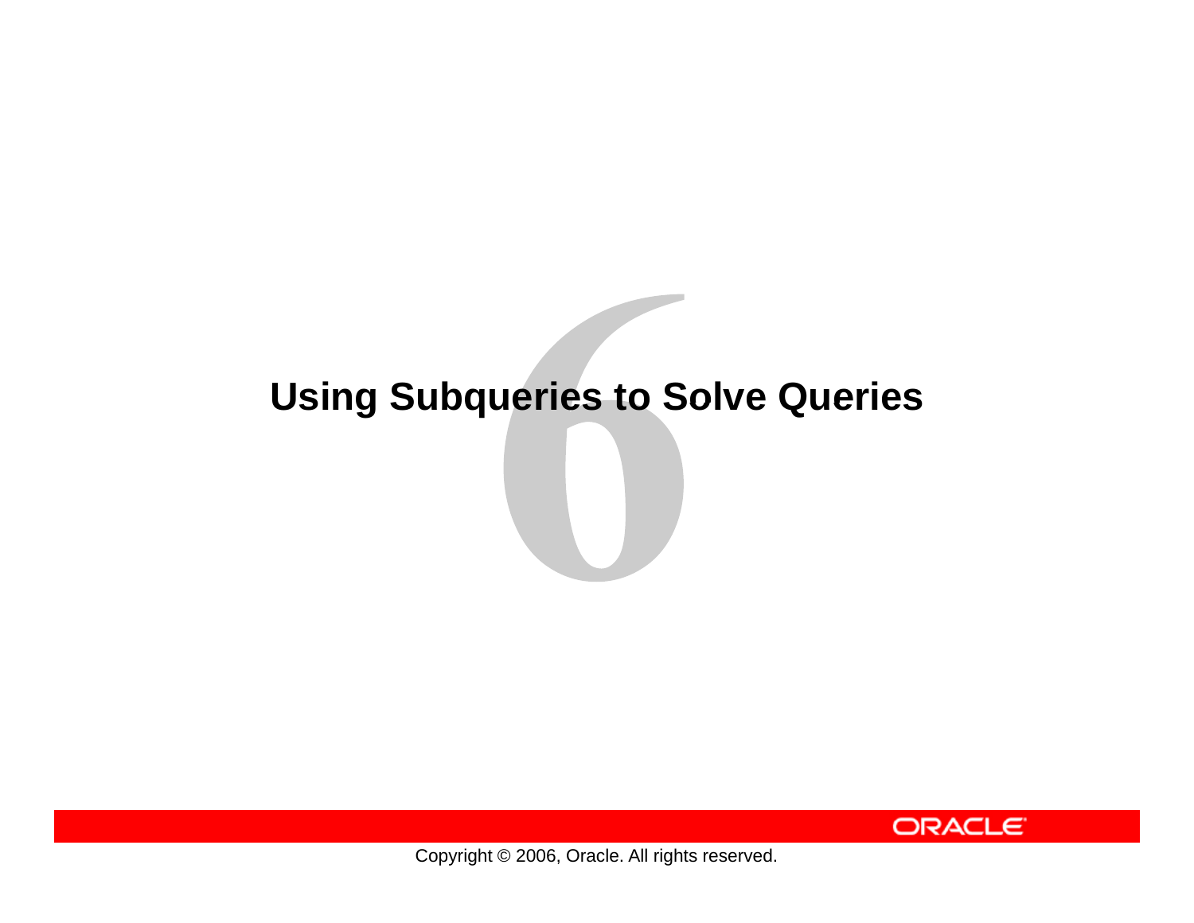# Using Subqueries to Solve Queries

6

Copyright © 2006, Oracle. All rights reserved.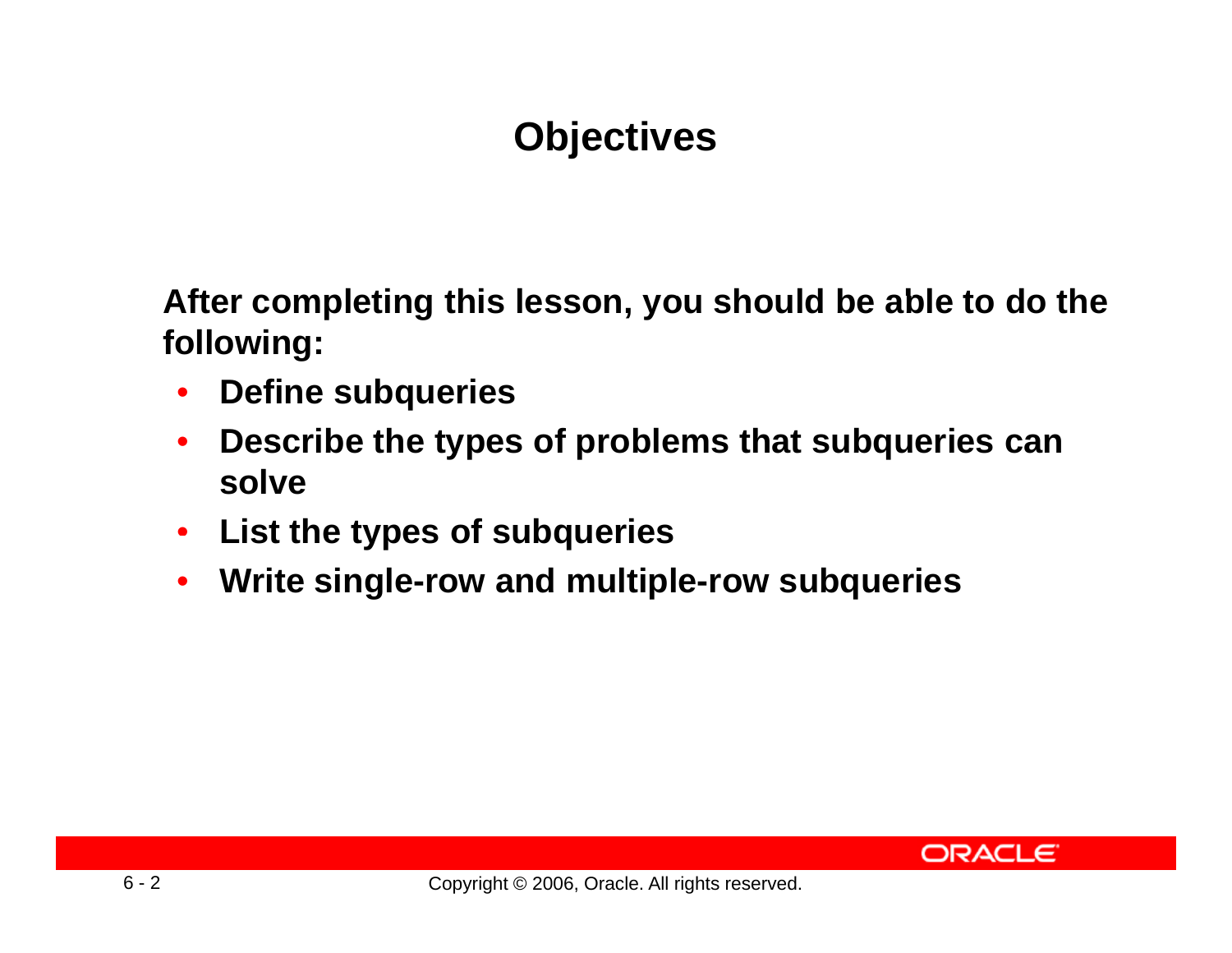# Objectives

**After completing this lesson, you should be able to do the following:**

- **Define subqueries**
- **Describe the types of problems that subqueries can solve**
- **List the types of subqueries**
- **Write single-row and multiple-row subqueries**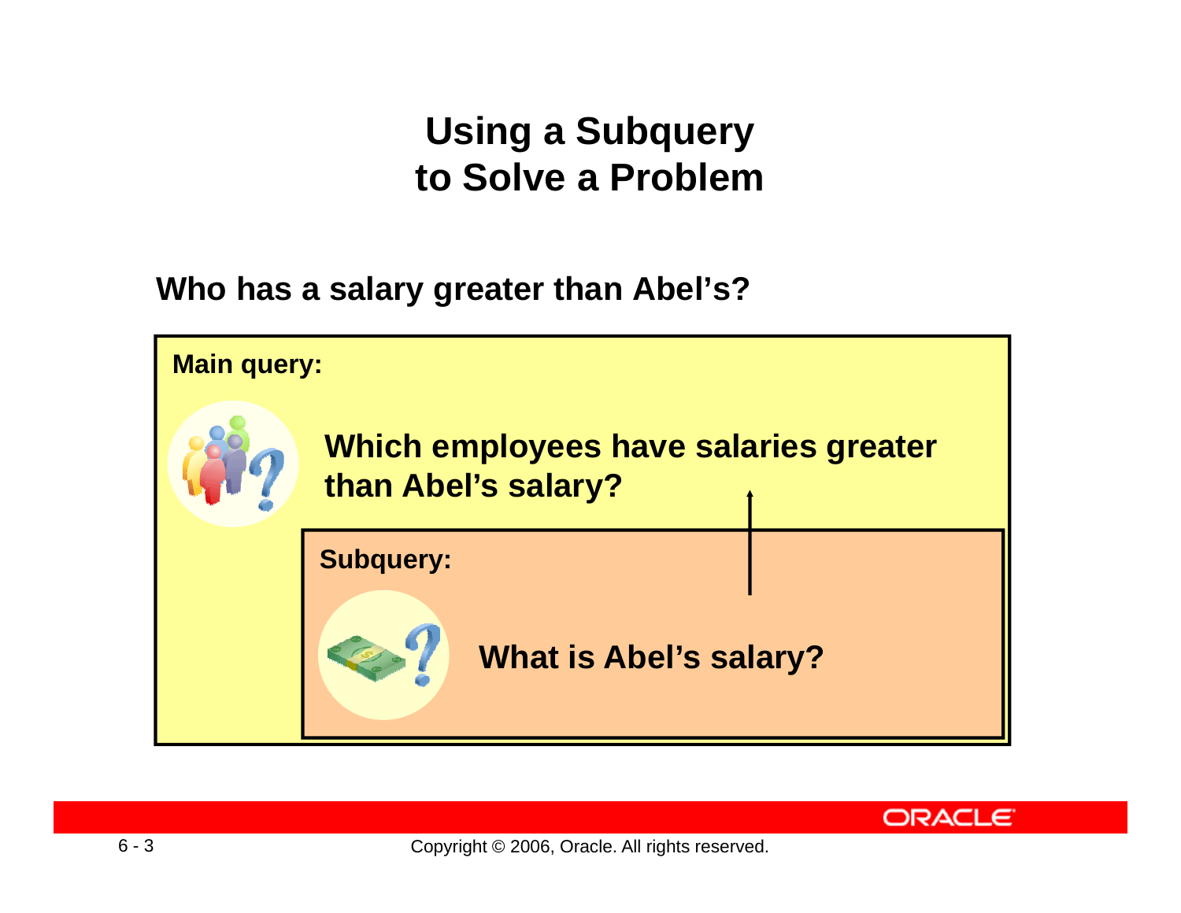# Using a Subquery to Solve a Problem

**Who has a salary greater than Abel's?**

**Main query:**

**Which employees have salaries greater than Abel's salary?**

**Subquery:**

**What is Abel's salary?**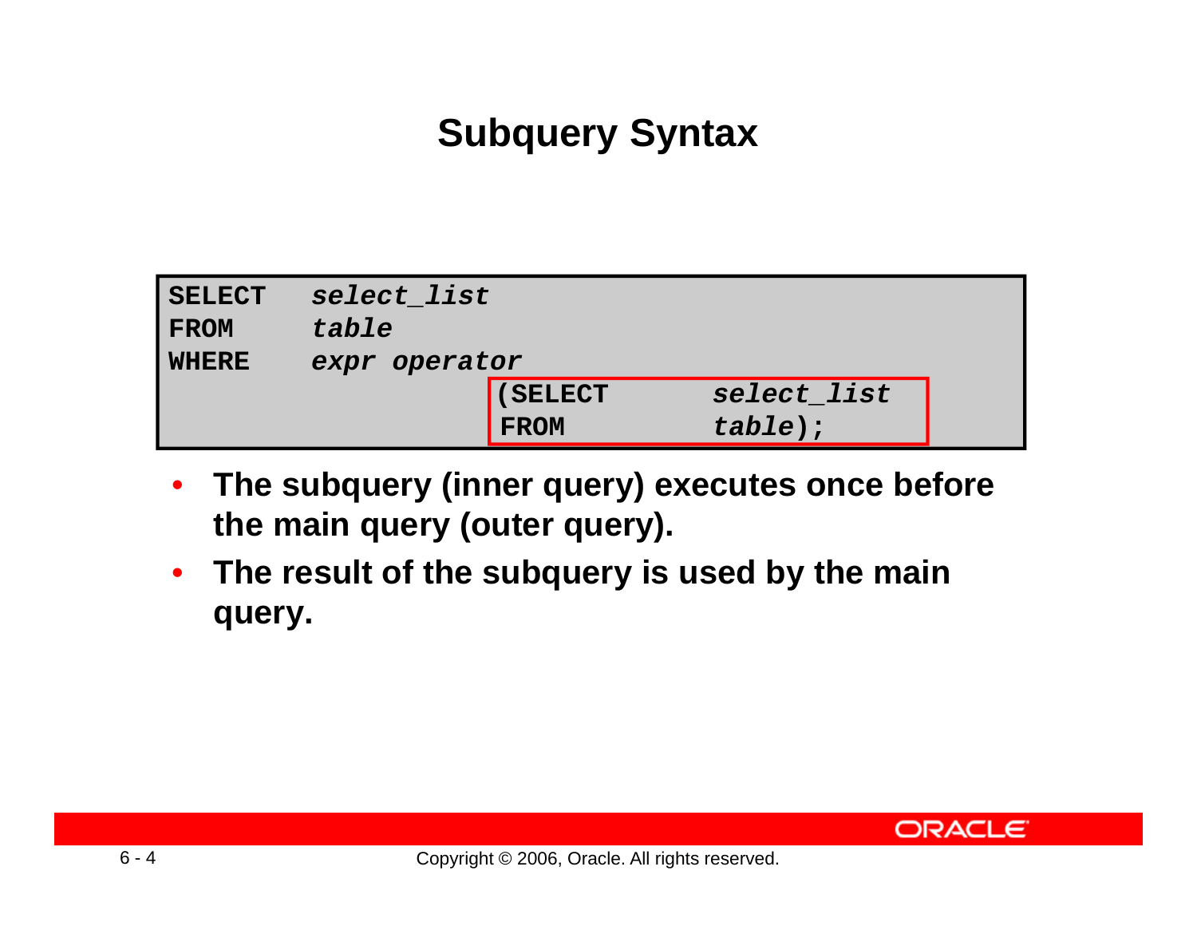# Subquery Syntax

```
SELECT   select_list
FROM     table
WHERE    expr operator
                      (SELECT       select_list
                       FROM         table);
```

- **The subquery (inner query) executes once before the main query (outer query).**
- **The result of the subquery is used by the main query.**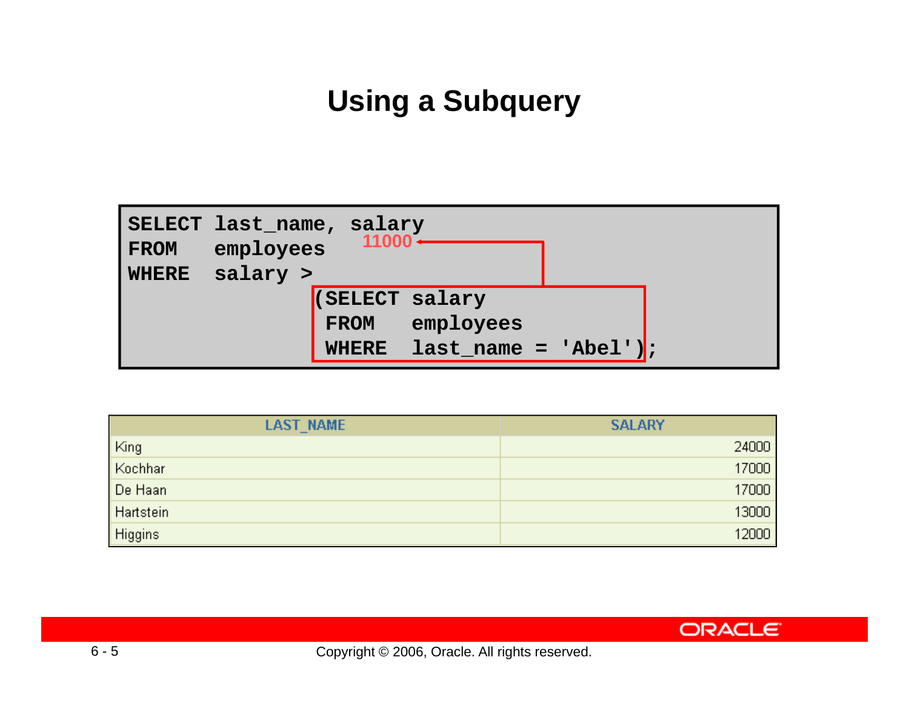# Using a Subquery

```
SELECT last_name, salary
FROM   employees        11000
WHERE  salary >
               (SELECT salary
                FROM   employees
                WHERE  last_name = 'Abel');
```

| LAST_NAME | SALARY |
|---|---|
| King | 24000 |
| Kochhar | 17000 |
| De Haan | 17000 |
| Hartstein | 13000 |
| Higgins | 12000 |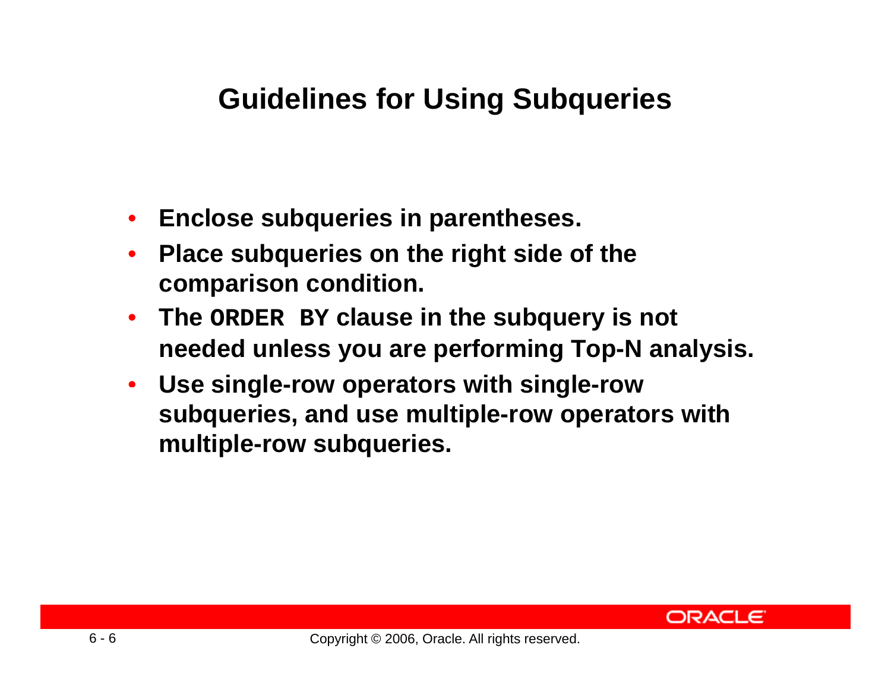# Guidelines for Using Subqueries

- **Enclose subqueries in parentheses.**
- **Place subqueries on the right side of the comparison condition.**
- **The `ORDER BY` clause in the subquery is not needed unless you are performing Top-N analysis.**
- **Use single-row operators with single-row subqueries, and use multiple-row operators with multiple-row subqueries.**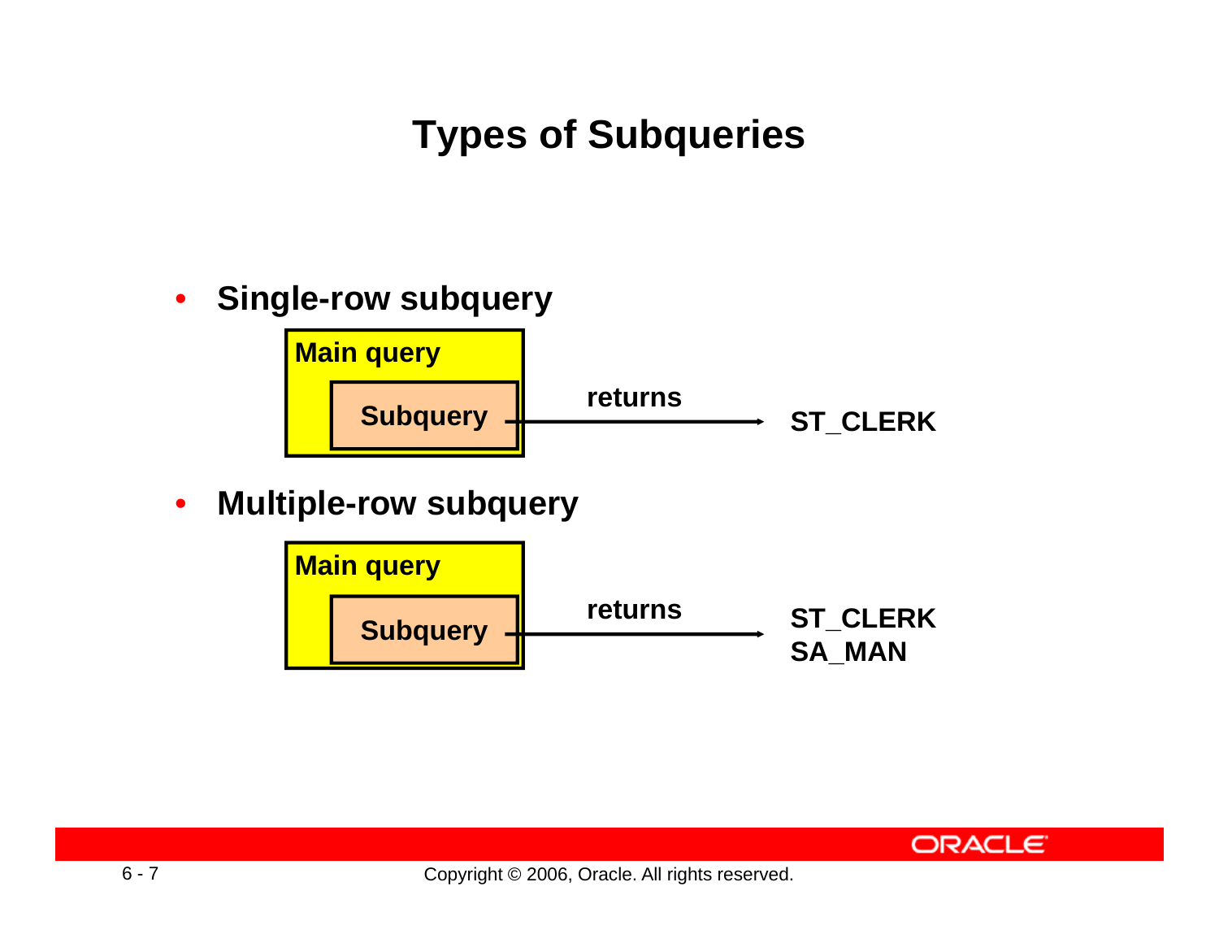# Types of Subqueries

- **Single-row subquery**

Main query
Subquery → returns → ST_CLERK

- **Multiple-row subquery**

Main query
Subquery → returns → ST_CLERK
SA_MAN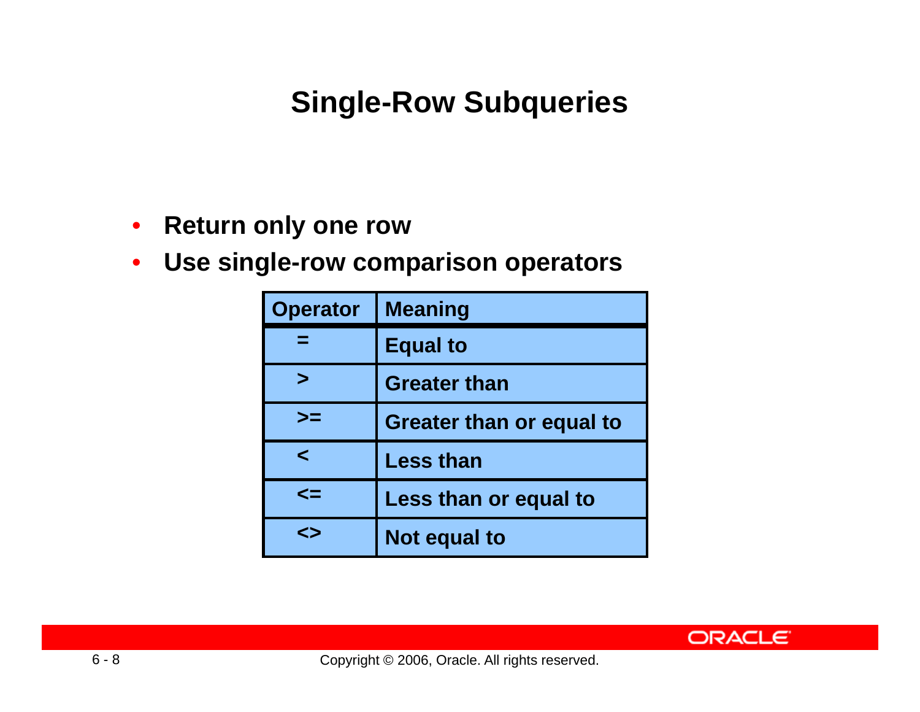# Single-Row Subqueries

- Return only one row
- Use single-row comparison operators

| Operator | Meaning |
|---|---|
| = | Equal to |
| > | Greater than |
| >= | Greater than or equal to |
| < | Less than |
| <= | Less than or equal to |
| <> | Not equal to |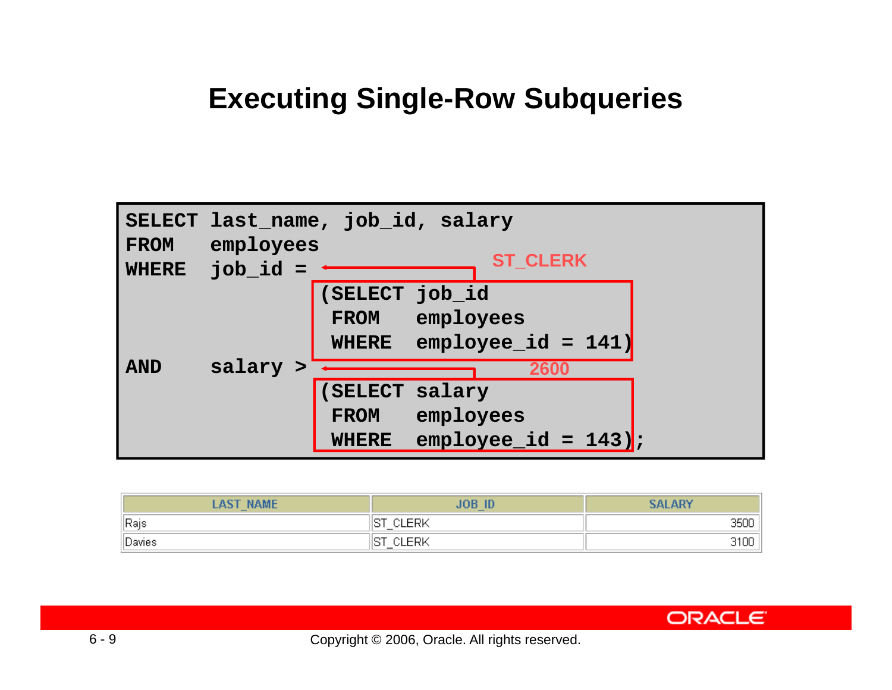# Executing Single-Row Subqueries

```
SELECT last_name, job_id, salary
FROM   employees
WHERE  job_id =                              ST_CLERK
                (SELECT job_id
                 FROM   employees
                 WHERE  employee_id = 141)
AND    salary >                              2600
                (SELECT salary
                 FROM   employees
                 WHERE  employee_id = 143);
```

| LAST_NAME | JOB_ID | SALARY |
|---|---|---|
| Rajs | ST_CLERK | 3500 |
| Davies | ST_CLERK | 3100 |

Copyright © 2006, Oracle. All rights reserved.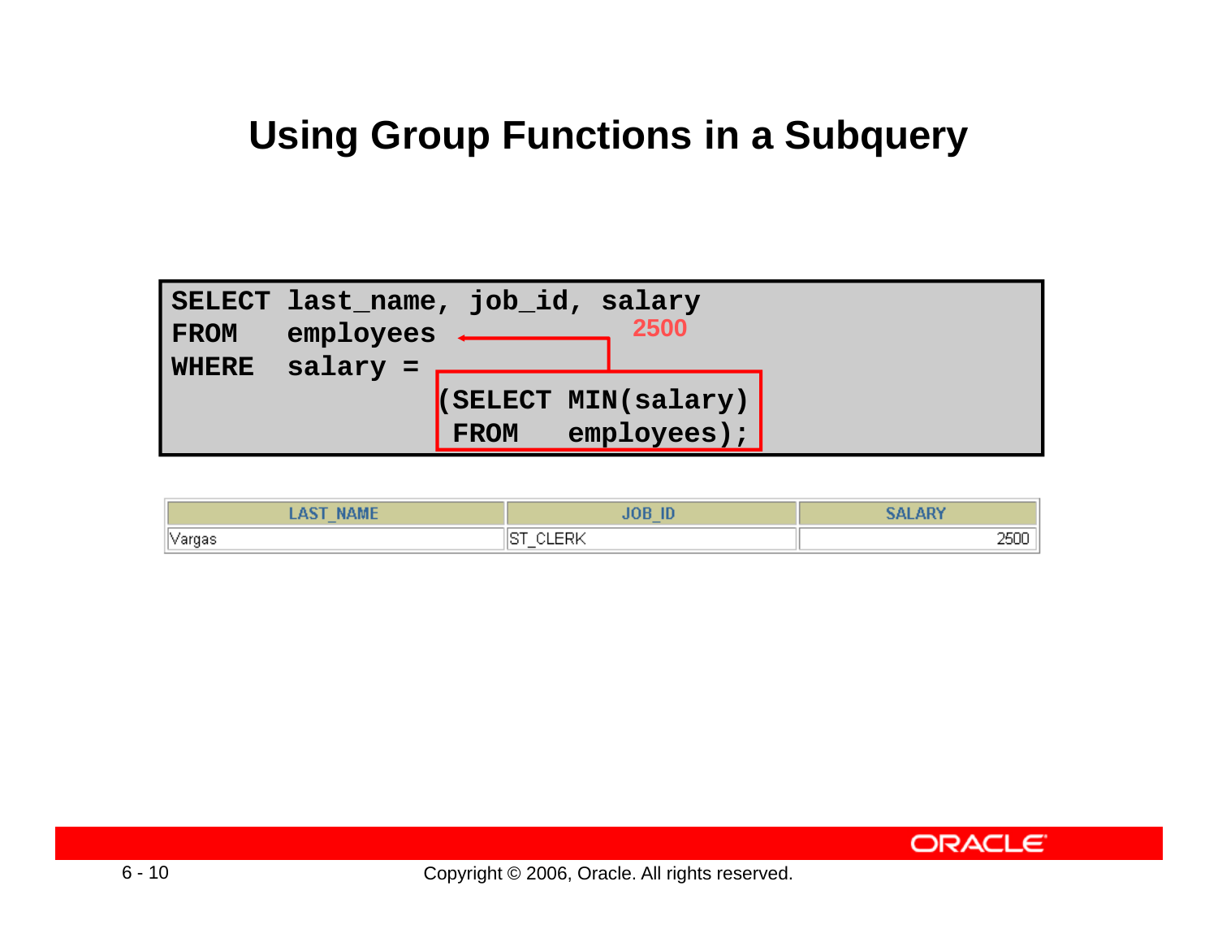# Using Group Functions in a Subquery

```
SELECT last_name, job_id, salary
FROM   employees
WHERE  salary =
                (SELECT MIN(salary)
                 FROM   employees);
```

2500

| LAST_NAME | JOB_ID | SALARY |
| --- | --- | --- |
| Vargas | ST_CLERK | 2500 |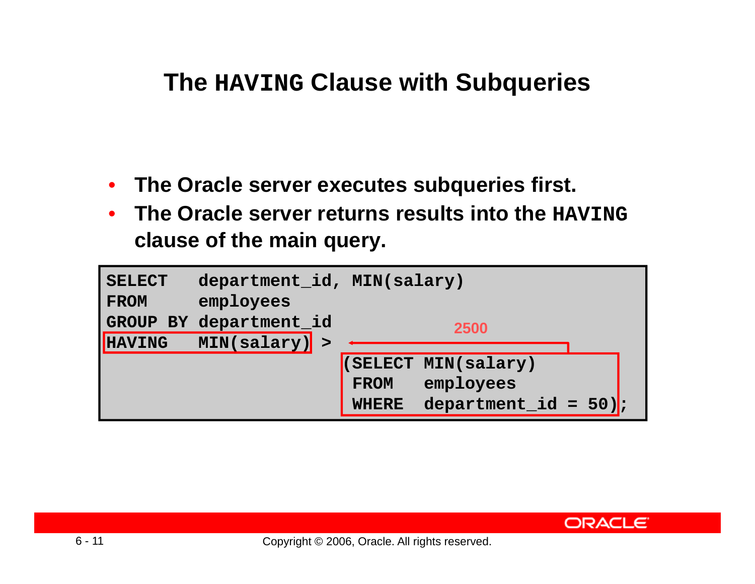# The HAVING Clause with Subqueries

- **The Oracle server executes subqueries first.**
- **The Oracle server returns results into the HAVING clause of the main query.**

```
SELECT   department_id, MIN(salary)
FROM     employees
GROUP BY department_id
HAVING   MIN(salary) >
                       (SELECT MIN(salary)
                        FROM   employees
                        WHERE  department_id = 50);
```

2500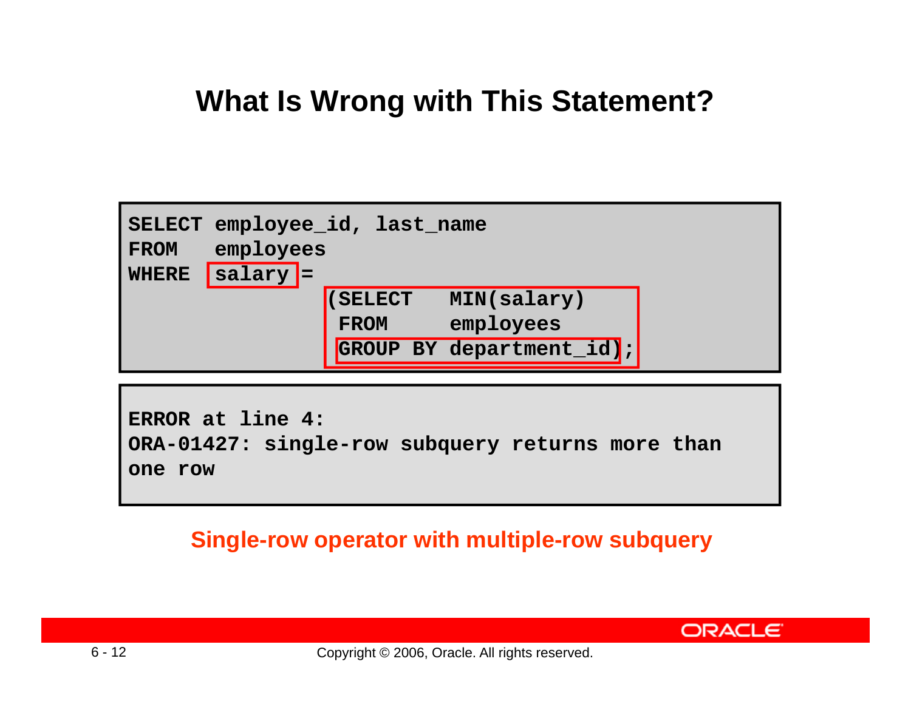# What Is Wrong with This Statement?

```
SELECT employee_id, last_name
FROM   employees
WHERE  salary =
                (SELECT   MIN(salary)
                 FROM     employees
                 GROUP BY department_id);
```

```
ERROR at line 4:
ORA-01427: single-row subquery returns more than
one row
```

**Single-row operator with multiple-row subquery**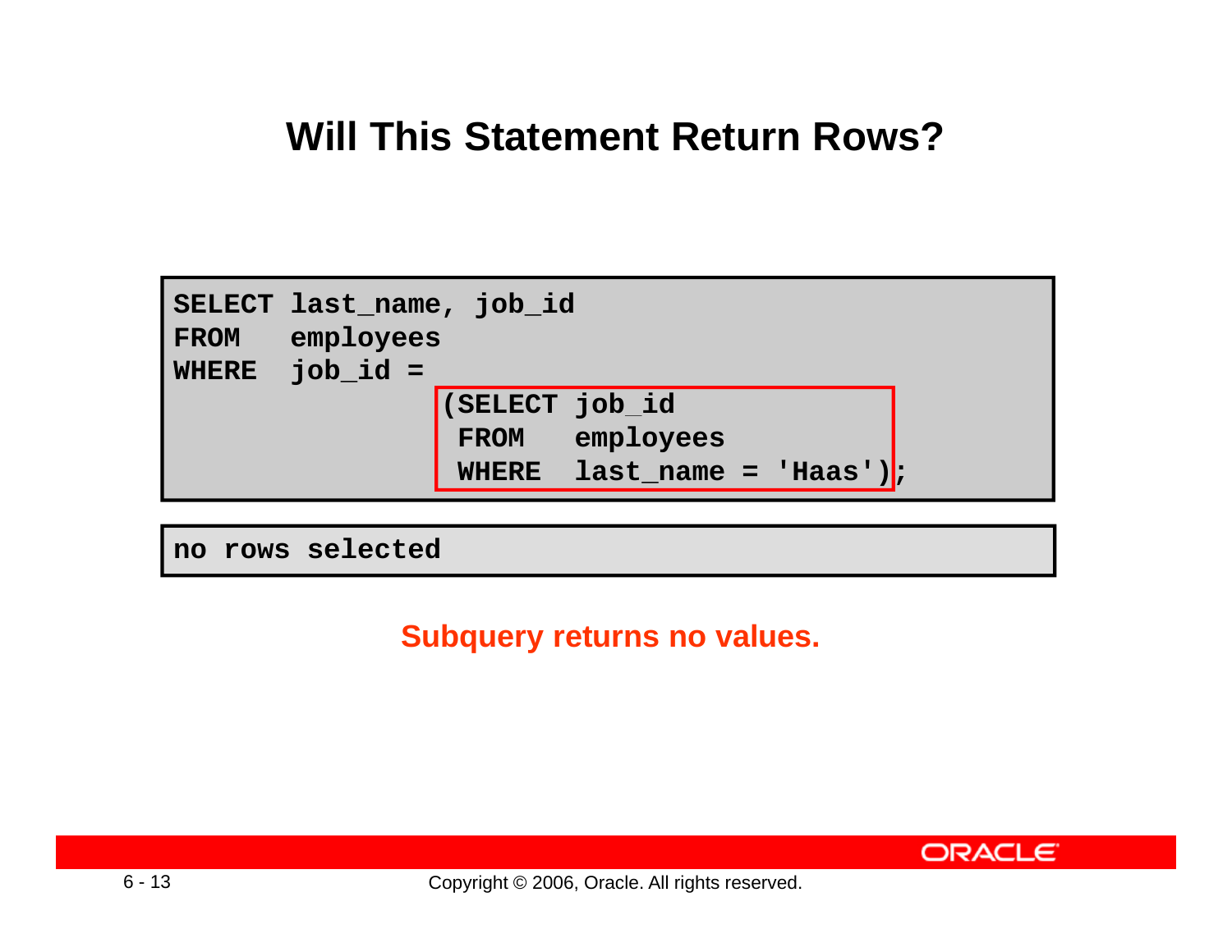# Will This Statement Return Rows?

```
SELECT last_name, job_id
FROM   employees
WHERE  job_id =
                (SELECT job_id
                 FROM   employees
                 WHERE  last_name = 'Haas');
```

```
no rows selected
```

**Subquery returns no values.**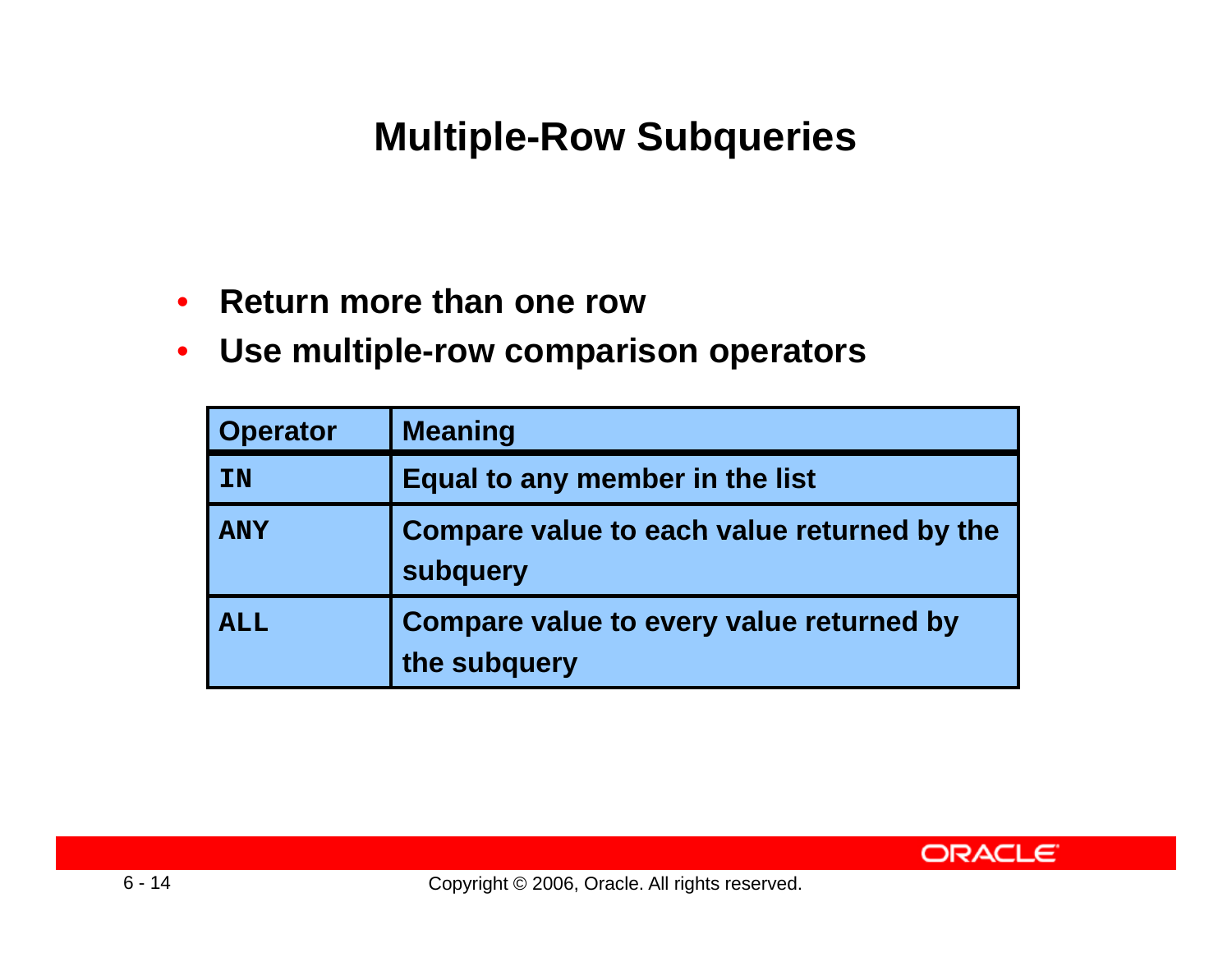# Multiple-Row Subqueries

- **Return more than one row**
- **Use multiple-row comparison operators**

| Operator | Meaning |
| --- | --- |
| `IN` | Equal to any member in the list |
| `ANY` | Compare value to each value returned by the subquery |
| `ALL` | Compare value to every value returned by the subquery |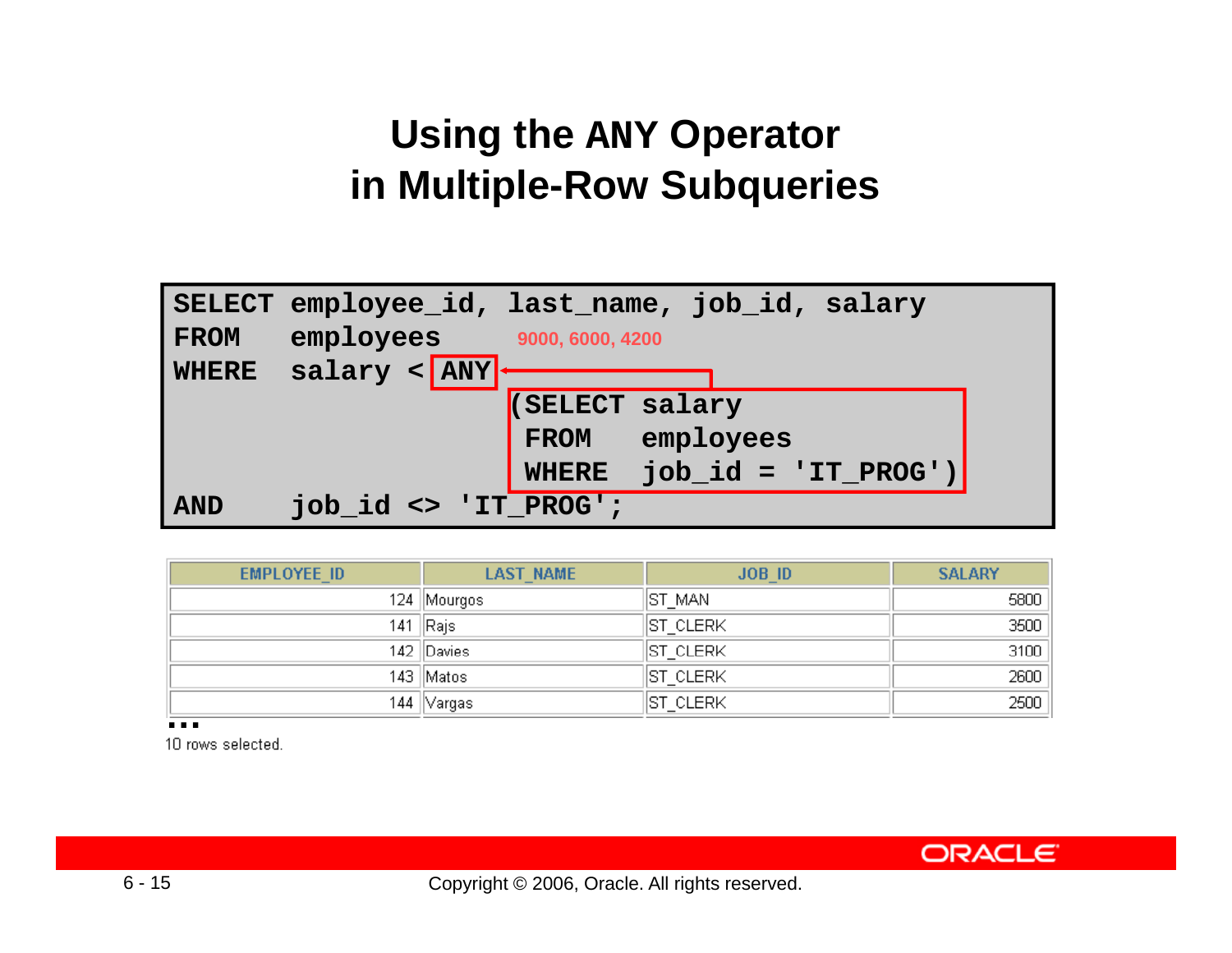# Using the ANY Operator in Multiple-Row Subqueries

```
SELECT employee_id, last_name, job_id, salary
FROM   employees        9000, 6000, 4200
WHERE  salary < ANY
                       (SELECT salary
                        FROM   employees
                        WHERE  job_id = 'IT_PROG')
AND    job_id <> 'IT_PROG';
```

| EMPLOYEE_ID | LAST_NAME | JOB_ID | SALARY |
|---|---|---|---|
| 124 | Mourgos | ST_MAN | 5800 |
| 141 | Rajs | ST_CLERK | 3500 |
| 142 | Davies | ST_CLERK | 3100 |
| 143 | Matos | ST_CLERK | 2600 |
| 144 | Vargas | ST_CLERK | 2500 |

...

10 rows selected.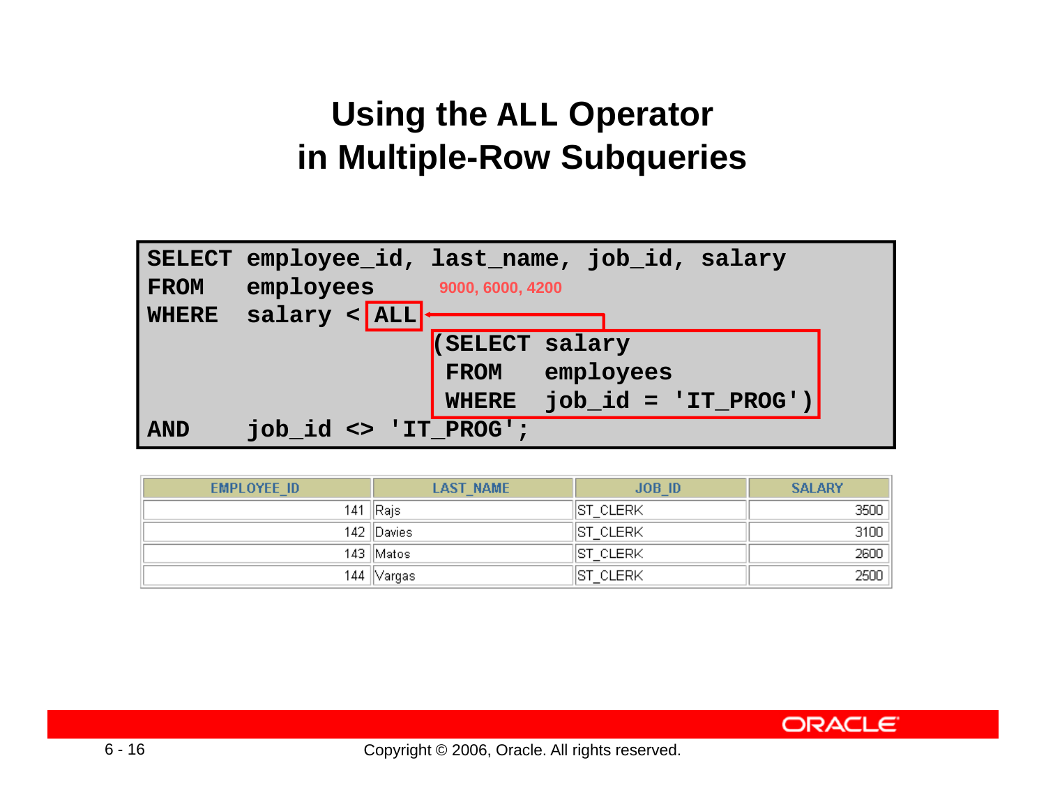# Using the ALL Operator in Multiple-Row Subqueries

```
SELECT employee_id, last_name, job_id, salary
FROM   employees        9000, 6000, 4200
WHERE  salary < ALL
                   (SELECT salary
                    FROM   employees
                    WHERE  job_id = 'IT_PROG')
AND    job_id <> 'IT_PROG';
```

| EMPLOYEE_ID | LAST_NAME | JOB_ID | SALARY |
|---|---|---|---|
| 141 | Rajs | ST_CLERK | 3500 |
| 142 | Davies | ST_CLERK | 3100 |
| 143 | Matos | ST_CLERK | 2600 |
| 144 | Vargas | ST_CLERK | 2500 |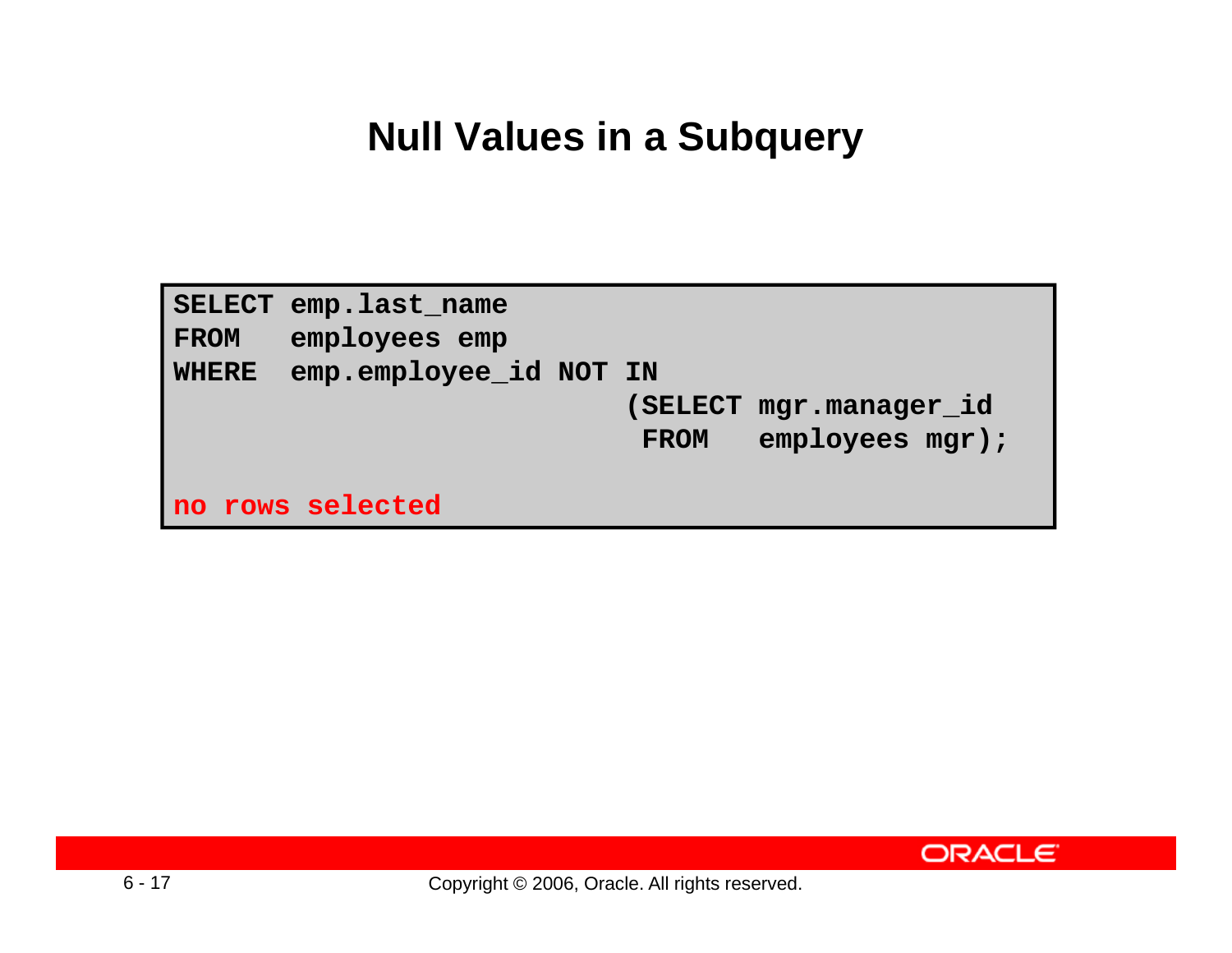# Null Values in a Subquery

```
SELECT emp.last_name
FROM   employees emp
WHERE  emp.employee_id NOT IN
                           (SELECT mgr.manager_id
                            FROM   employees mgr);

no rows selected
```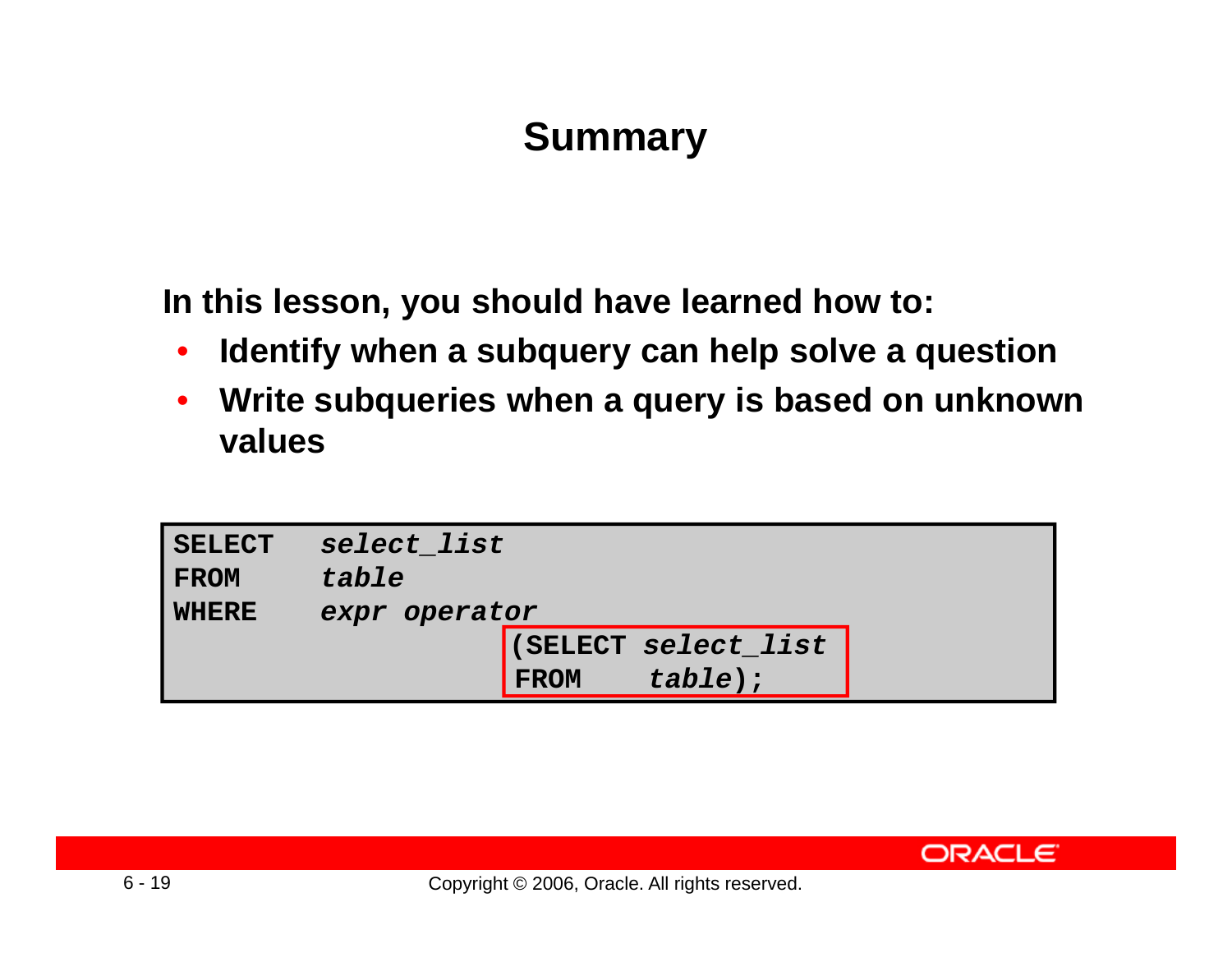# Summary

**In this lesson, you should have learned how to:**

- **Identify when a subquery can help solve a question**
- **Write subqueries when a query is based on unknown values**

```
SELECT   select_list
FROM     table
WHERE    expr operator
                   (SELECT select_list
                    FROM   table);
```